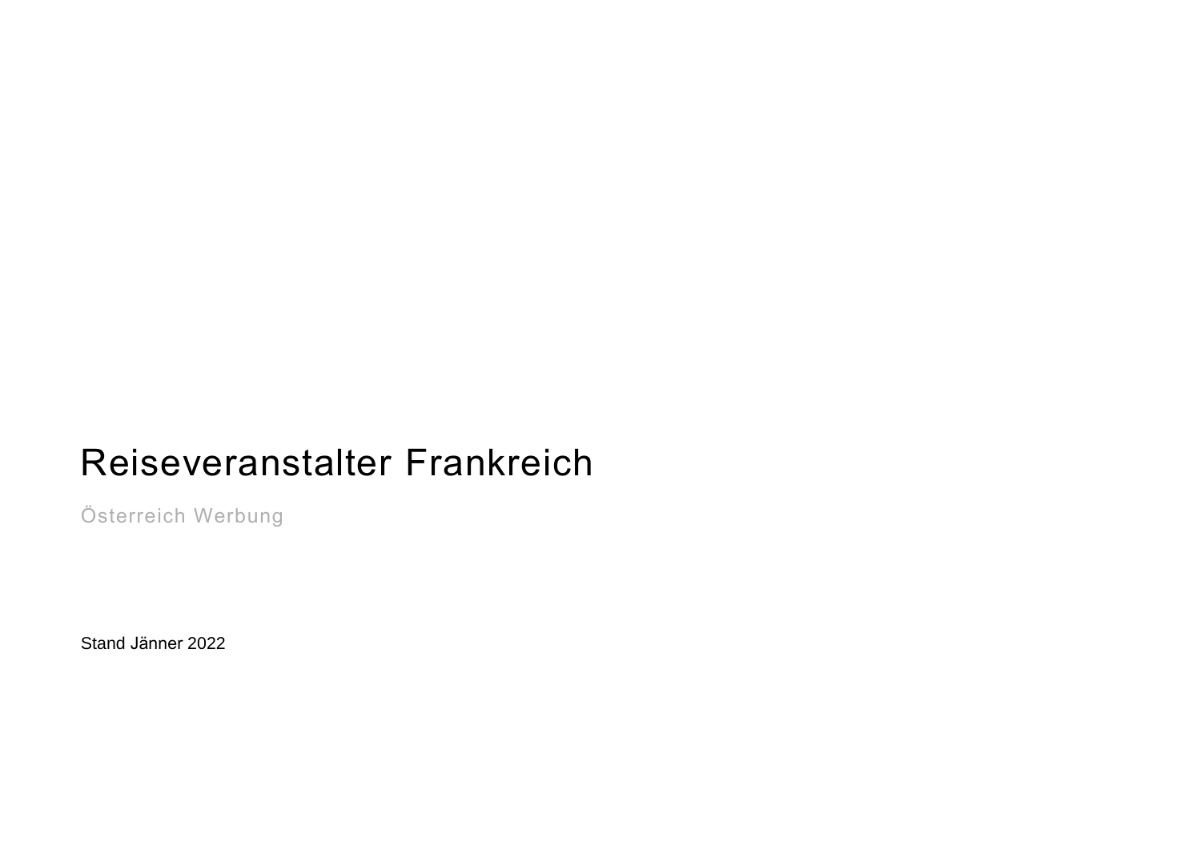# Reiseveranstalter Frankreich

Österreich Werbung

Stand Jänner 2022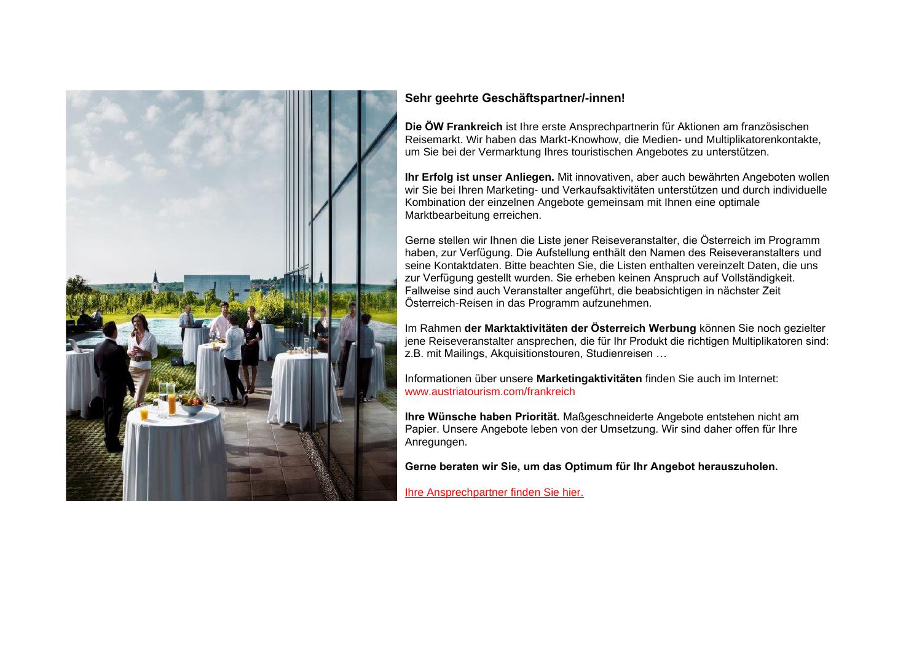**Sehr geehrte Geschäftspartner/-innen!**

**Die ÖW Frankreich** ist Ihre erste Ansprechpartnerin für Aktionen am französischen Reisemarkt. Wir haben das Markt-Knowhow, die Medien- und Multiplikatorenkontakte, um Sie bei der Vermarktung Ihres touristischen Angebotes zu unterstützen.

**Ihr Erfolg ist unser Anliegen.** Mit innovativen, aber auch bewährten Angeboten wollen wir Sie bei Ihren Marketing- und Verkaufsaktivitäten unterstützen und durch individuelle Kombination der einzelnen Angebote gemeinsam mit Ihnen eine optimale Marktbearbeitung erreichen.

Gerne stellen wir Ihnen die Liste jener Reiseveranstalter, die Österreich im Programm haben, zur Verfügung. Die Aufstellung enthält den Namen des Reiseveranstalters und seine Kontaktdaten. Bitte beachten Sie, die Listen enthalten vereinzelt Daten, die uns zur Verfügung gestellt wurden. Sie erheben keinen Anspruch auf Vollständigkeit. Fallweise sind auch Veranstalter angeführt, die beabsichtigen in nächster Zeit Österreich-Reisen in das Programm aufzunehmen.

Im Rahmen **der Marktaktivitäten der Österreich Werbung** können Sie noch gezielter jene Reiseveranstalter ansprechen, die für Ihr Produkt die richtigen Multiplikatoren sind: z.B. mit Mailings, Akquisitionstouren, Studienreisen …

Informationen über unsere **Marketingaktivitäten** finden Sie auch im Internet: www.austriatourism.com/frankreich

**Ihre Wünsche haben Priorität.** Maßgeschneiderte Angebote entstehen nicht am Papier. Unsere Angebote leben von der Umsetzung. Wir sind daher offen für Ihre Anregungen.

**Gerne beraten wir Sie, um das Optimum für Ihr Angebot herauszuholen.**

Ihre Ansprechpartner finden Sie hier.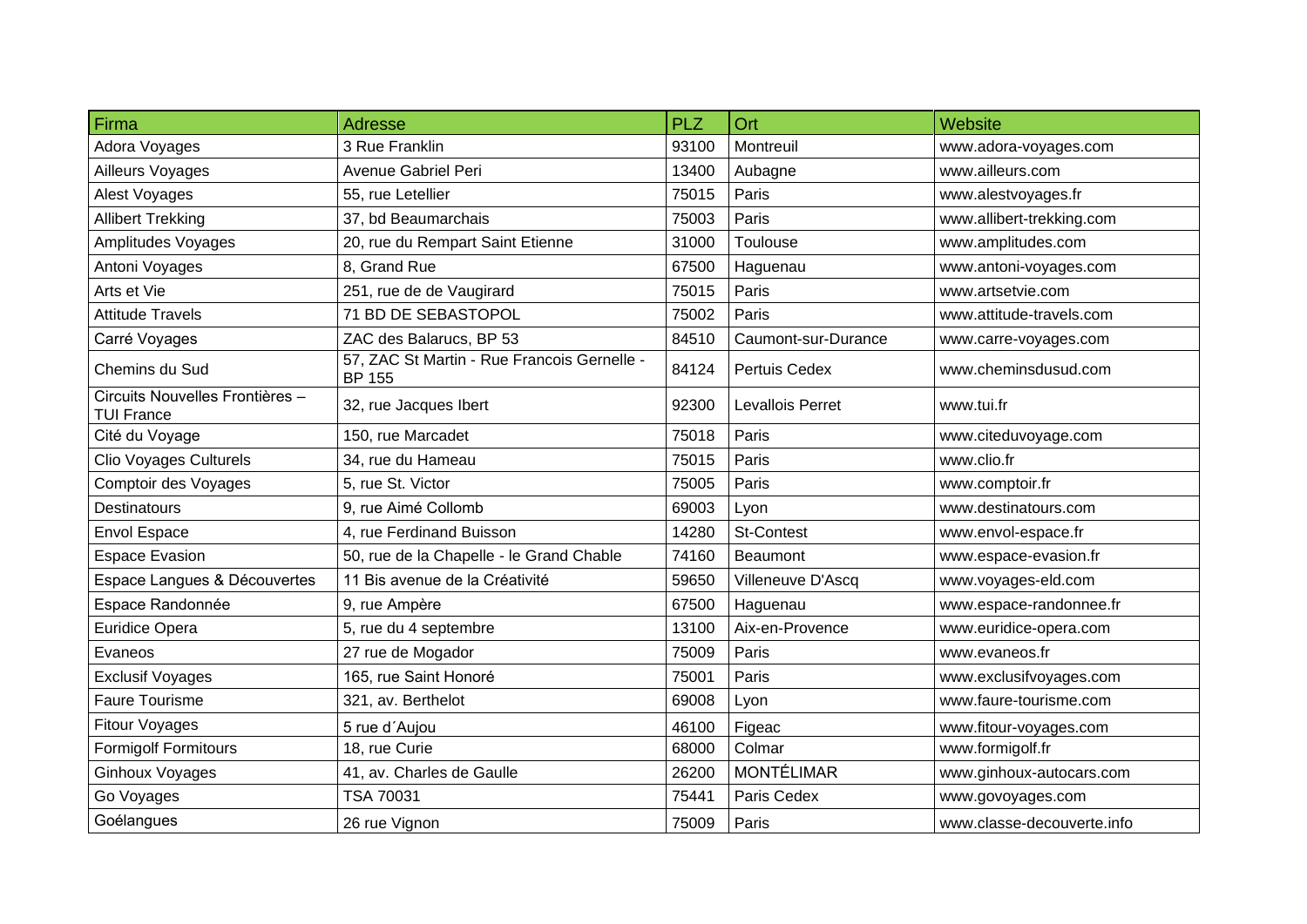| Firma | Adresse | PLZ | Ort | Website |
|---|---|---|---|---|
| Adora Voyages | 3 Rue Franklin | 93100 | Montreuil | www.adora-voyages.com |
| Ailleurs Voyages | Avenue Gabriel Peri | 13400 | Aubagne | www.ailleurs.com |
| Alest Voyages | 55, rue Letellier | 75015 | Paris | www.alestvoyages.fr |
| Allibert Trekking | 37, bd Beaumarchais | 75003 | Paris | www.allibert-trekking.com |
| Amplitudes Voyages | 20, rue du Rempart Saint Etienne | 31000 | Toulouse | www.amplitudes.com |
| Antoni Voyages | 8, Grand Rue | 67500 | Haguenau | www.antoni-voyages.com |
| Arts et Vie | 251, rue de de Vaugirard | 75015 | Paris | www.artsetvie.com |
| Attitude Travels | 71 BD DE SEBASTOPOL | 75002 | Paris | www.attitude-travels.com |
| Carré Voyages | ZAC des Balarucs, BP 53 | 84510 | Caumont-sur-Durance | www.carre-voyages.com |
| Chemins du Sud | 57, ZAC St Martin - Rue Francois Gernelle - BP 155 | 84124 | Pertuis Cedex | www.cheminsdusud.com |
| Circuits Nouvelles Frontières – TUI France | 32, rue Jacques Ibert | 92300 | Levallois Perret | www.tui.fr |
| Cité du Voyage | 150, rue Marcadet | 75018 | Paris | www.citeduvoyage.com |
| Clio Voyages Culturels | 34, rue du Hameau | 75015 | Paris | www.clio.fr |
| Comptoir des Voyages | 5, rue St. Victor | 75005 | Paris | www.comptoir.fr |
| Destinatours | 9, rue Aimé Collomb | 69003 | Lyon | www.destinatours.com |
| Envol Espace | 4, rue Ferdinand Buisson | 14280 | St-Contest | www.envol-espace.fr |
| Espace Evasion | 50, rue de la Chapelle - le Grand Chable | 74160 | Beaumont | www.espace-evasion.fr |
| Espace Langues & Découvertes | 11 Bis avenue de la Créativité | 59650 | Villeneuve D'Ascq | www.voyages-eld.com |
| Espace Randonnée | 9, rue Ampère | 67500 | Haguenau | www.espace-randonnee.fr |
| Euridice Opera | 5, rue du 4 septembre | 13100 | Aix-en-Provence | www.euridice-opera.com |
| Evaneos | 27 rue de Mogador | 75009 | Paris | www.evaneos.fr |
| Exclusif Voyages | 165, rue Saint Honoré | 75001 | Paris | www.exclusifvoyages.com |
| Faure Tourisme | 321, av. Berthelot | 69008 | Lyon | www.faure-tourisme.com |
| Fitour Voyages | 5 rue d´Aujou | 46100 | Figeac | www.fitour-voyages.com |
| Formigolf Formitours | 18, rue Curie | 68000 | Colmar | www.formigolf.fr |
| Ginhoux Voyages | 41, av. Charles de Gaulle | 26200 | MONTÉLIMAR | www.ginhoux-autocars.com |
| Go Voyages | TSA 70031 | 75441 | Paris Cedex | www.govoyages.com |
| Goélangues | 26 rue Vignon | 75009 | Paris | www.classe-decouverte.info |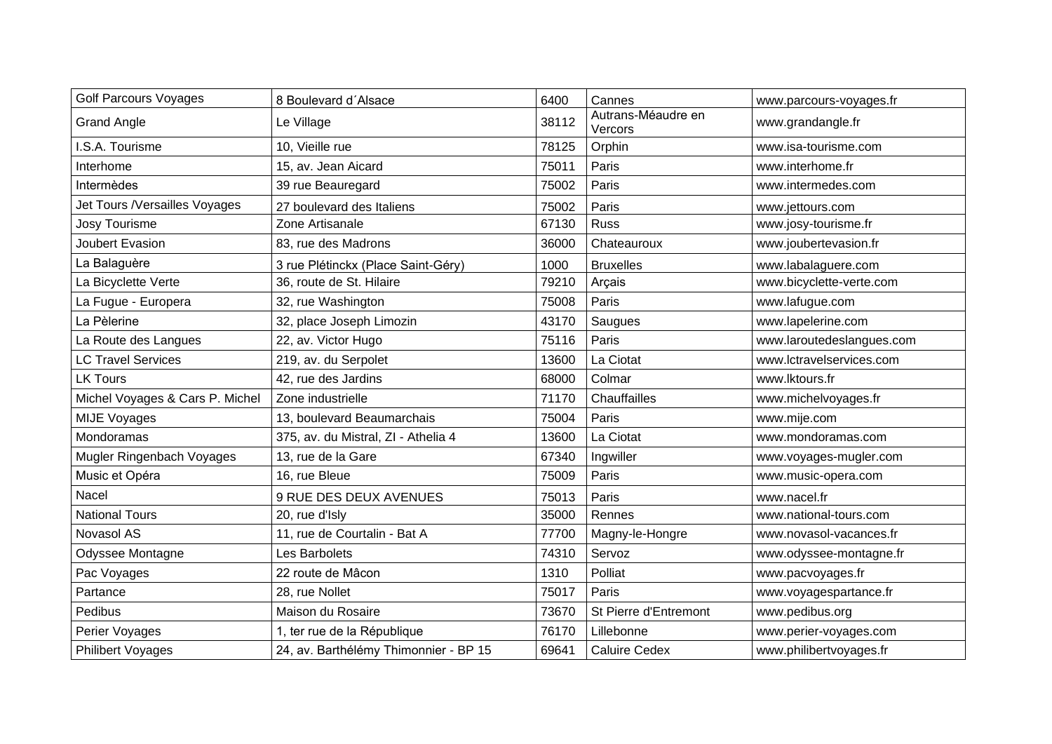| Golf Parcours Voyages | 8 Boulevard d´Alsace | 6400 | Cannes | www.parcours-voyages.fr |
|---|---|---|---|---|
| Grand Angle | Le Village | 38112 | Autrans-Méaudre en Vercors | www.grandangle.fr |
| I.S.A. Tourisme | 10, Vieille rue | 78125 | Orphin | www.isa-tourisme.com |
| Interhome | 15, av. Jean Aicard | 75011 | Paris | www.interhome.fr |
| Intermèdes | 39 rue Beauregard | 75002 | Paris | www.intermedes.com |
| Jet Tours /Versailles Voyages | 27 boulevard des Italiens | 75002 | Paris | www.jettours.com |
| Josy Tourisme | Zone Artisanale | 67130 | Russ | www.josy-tourisme.fr |
| Joubert Evasion | 83, rue des Madrons | 36000 | Chateauroux | www.joubertevasion.fr |
| La Balaguère | 3 rue Plétinckx (Place Saint-Géry) | 1000 | Bruxelles | www.labalaguere.com |
| La Bicyclette Verte | 36, route de St. Hilaire | 79210 | Arçais | www.bicyclette-verte.com |
| La Fugue - Europera | 32, rue Washington | 75008 | Paris | www.lafugue.com |
| La Pèlerine | 32, place Joseph Limozin | 43170 | Saugues | www.lapelerine.com |
| La Route des Langues | 22, av. Victor Hugo | 75116 | Paris | www.laroutedeslangues.com |
| LC Travel Services | 219, av. du Serpolet | 13600 | La Ciotat | www.lctravelservices.com |
| LK Tours | 42, rue des Jardins | 68000 | Colmar | www.lktours.fr |
| Michel Voyages & Cars P. Michel | Zone industrielle | 71170 | Chauffailles | www.michelvoyages.fr |
| MIJE Voyages | 13, boulevard Beaumarchais | 75004 | Paris | www.mije.com |
| Mondoramas | 375, av. du Mistral, ZI - Athelia 4 | 13600 | La Ciotat | www.mondoramas.com |
| Mugler Ringenbach Voyages | 13, rue de la Gare | 67340 | Ingwiller | www.voyages-mugler.com |
| Music et Opéra | 16, rue Bleue | 75009 | Paris | www.music-opera.com |
| Nacel | 9 RUE DES DEUX AVENUES | 75013 | Paris | www.nacel.fr |
| National Tours | 20, rue d'Isly | 35000 | Rennes | www.national-tours.com |
| Novasol AS | 11, rue de Courtalin - Bat A | 77700 | Magny-le-Hongre | www.novasol-vacances.fr |
| Odyssee Montagne | Les Barbolets | 74310 | Servoz | www.odyssee-montagne.fr |
| Pac Voyages | 22 route de Mâcon | 1310 | Polliat | www.pacvoyages.fr |
| Partance | 28, rue Nollet | 75017 | Paris | www.voyagespartance.fr |
| Pedibus | Maison du Rosaire | 73670 | St Pierre d'Entremont | www.pedibus.org |
| Perier Voyages | 1, ter rue de la République | 76170 | Lillebonne | www.perier-voyages.com |
| Philibert Voyages | 24, av. Barthélémy Thimonnier - BP 15 | 69641 | Caluire Cedex | www.philibertvoyages.fr |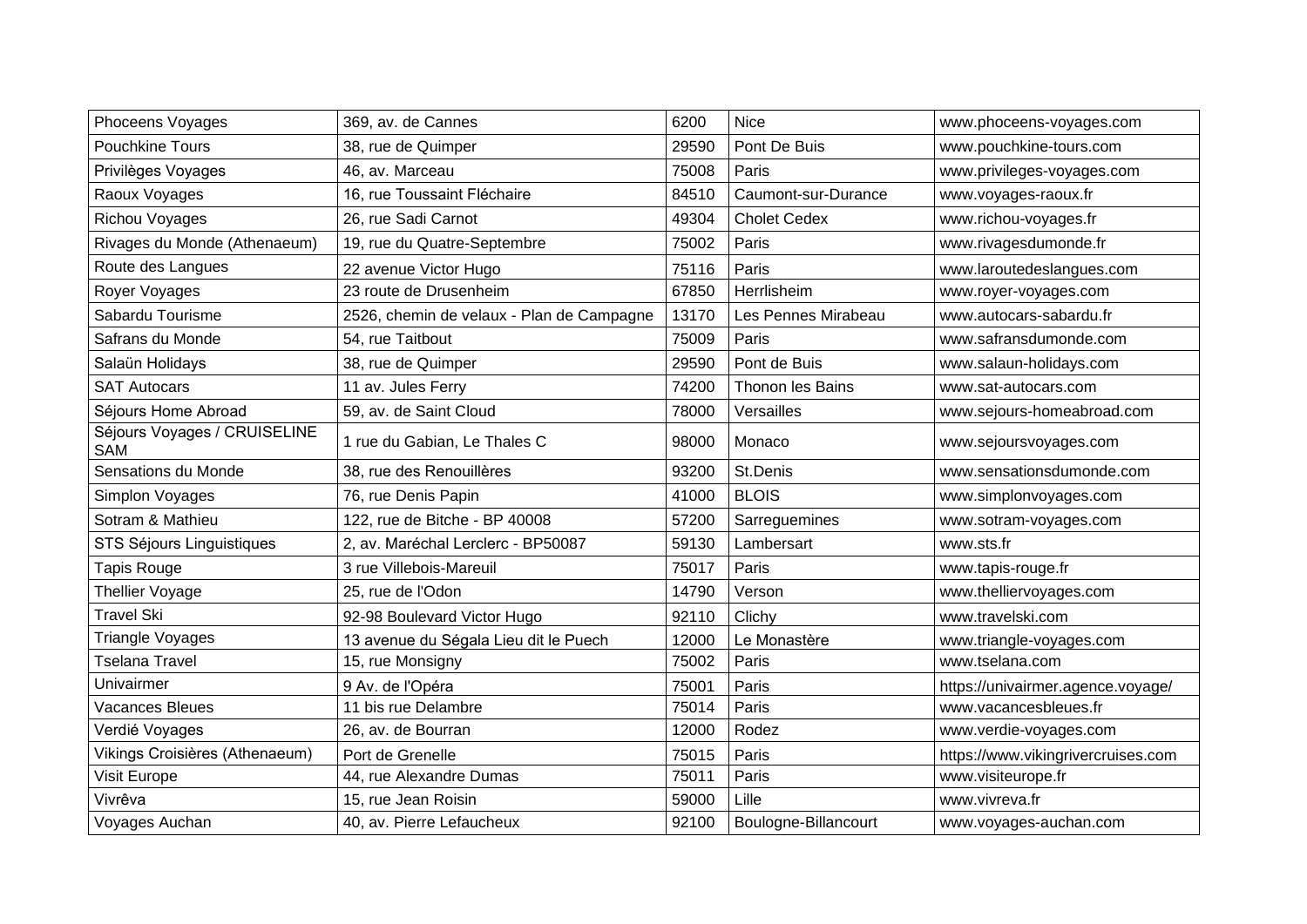| Phoceens Voyages | 369, av. de Cannes | 6200 | Nice | www.phoceens-voyages.com |
|---|---|---|---|---|
| Pouchkine Tours | 38, rue de Quimper | 29590 | Pont De Buis | www.pouchkine-tours.com |
| Privilèges Voyages | 46, av. Marceau | 75008 | Paris | www.privileges-voyages.com |
| Raoux Voyages | 16, rue Toussaint Fléchaire | 84510 | Caumont-sur-Durance | www.voyages-raoux.fr |
| Richou Voyages | 26, rue Sadi Carnot | 49304 | Cholet Cedex | www.richou-voyages.fr |
| Rivages du Monde (Athenaeum) | 19, rue du Quatre-Septembre | 75002 | Paris | www.rivagesdumonde.fr |
| Route des Langues | 22 avenue Victor Hugo | 75116 | Paris | www.laroutedeslangues.com |
| Royer Voyages | 23 route de Drusenheim | 67850 | Herrlisheim | www.royer-voyages.com |
| Sabardu Tourisme | 2526, chemin de velaux - Plan de Campagne | 13170 | Les Pennes Mirabeau | www.autocars-sabardu.fr |
| Safrans du Monde | 54, rue Taitbout | 75009 | Paris | www.safransdumonde.com |
| Salaün Holidays | 38, rue de Quimper | 29590 | Pont de Buis | www.salaun-holidays.com |
| SAT Autocars | 11 av. Jules Ferry | 74200 | Thonon les Bains | www.sat-autocars.com |
| Séjours Home Abroad | 59, av. de Saint Cloud | 78000 | Versailles | www.sejours-homeabroad.com |
| Séjours Voyages / CRUISELINE SAM | 1 rue du Gabian, Le Thales C | 98000 | Monaco | www.sejoursvoyages.com |
| Sensations du Monde | 38, rue des Renouillères | 93200 | St.Denis | www.sensationsdumonde.com |
| Simplon Voyages | 76, rue Denis Papin | 41000 | BLOIS | www.simplonvoyages.com |
| Sotram & Mathieu | 122, rue de Bitche - BP 40008 | 57200 | Sarreguemines | www.sotram-voyages.com |
| STS Séjours Linguistiques | 2, av. Maréchal Lerclerc - BP50087 | 59130 | Lambersart | www.sts.fr |
| Tapis Rouge | 3 rue Villebois-Mareuil | 75017 | Paris | www.tapis-rouge.fr |
| Thellier Voyage | 25, rue de l'Odon | 14790 | Verson | www.thelliervoyages.com |
| Travel Ski | 92-98 Boulevard Victor Hugo | 92110 | Clichy | www.travelski.com |
| Triangle Voyages | 13 avenue du Ségala Lieu dit le Puech | 12000 | Le Monastère | www.triangle-voyages.com |
| Tselana Travel | 15, rue Monsigny | 75002 | Paris | www.tselana.com |
| Univairmer | 9 Av. de l'Opéra | 75001 | Paris | https://univairmer.agence.voyage/ |
| Vacances Bleues | 11 bis rue Delambre | 75014 | Paris | www.vacancesbleues.fr |
| Verdié Voyages | 26, av. de Bourran | 12000 | Rodez | www.verdie-voyages.com |
| Vikings Croisières (Athenaeum) | Port de Grenelle | 75015 | Paris | https://www.vikingrivercruises.com |
| Visit Europe | 44, rue Alexandre Dumas | 75011 | Paris | www.visiteurope.fr |
| Vivrêva | 15, rue Jean Roisin | 59000 | Lille | www.vivreva.fr |
| Voyages Auchan | 40, av. Pierre Lefaucheux | 92100 | Boulogne-Billancourt | www.voyages-auchan.com |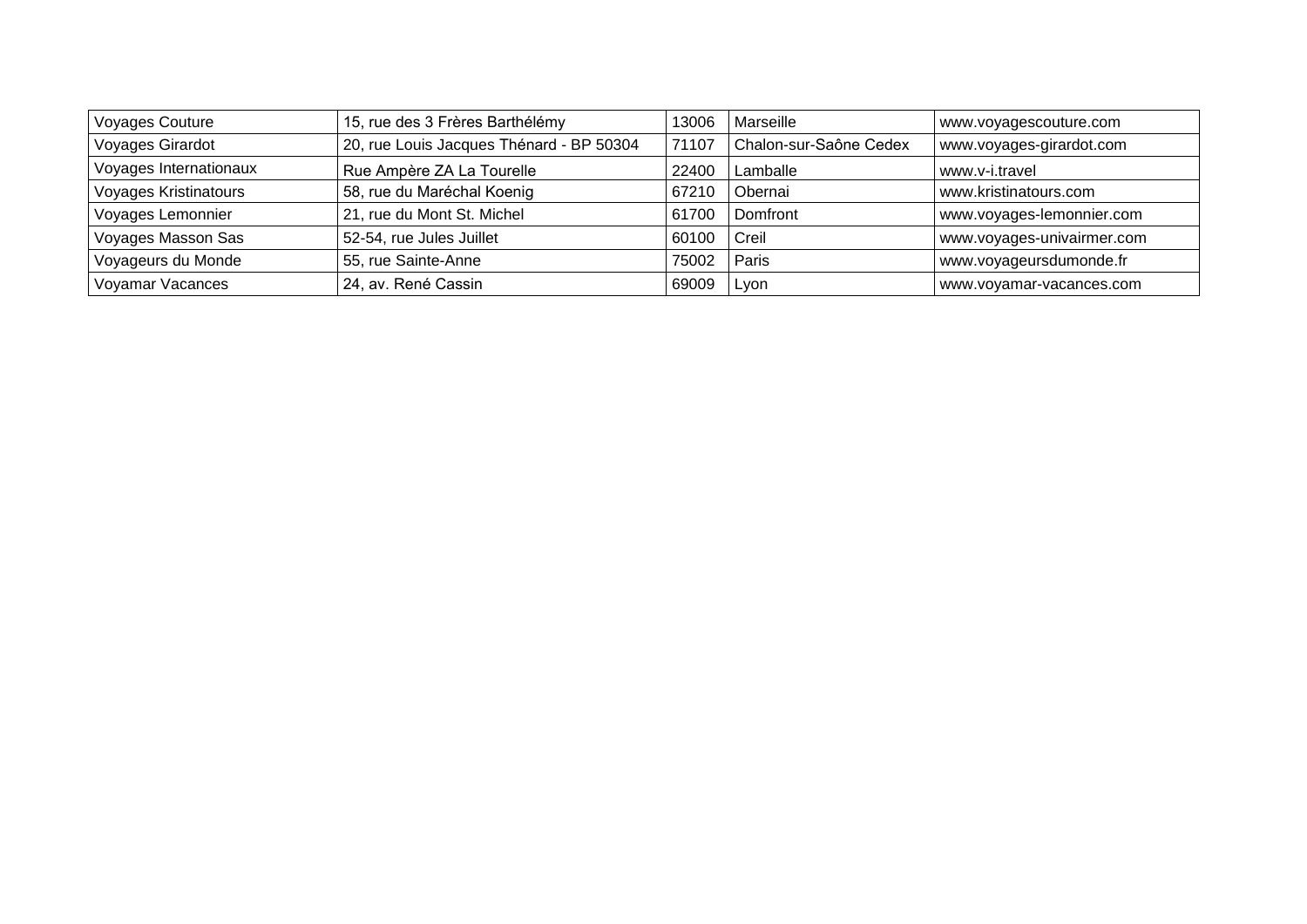| Voyages Couture | 15, rue des 3 Frères Barthélémy | 13006 | Marseille | www.voyagescouture.com |
|---|---|---|---|---|
| Voyages Girardot | 20, rue Louis Jacques Thénard - BP 50304 | 71107 | Chalon-sur-Saône Cedex | www.voyages-girardot.com |
| Voyages Internationaux | Rue Ampère ZA La Tourelle | 22400 | Lamballe | www.v-i.travel |
| Voyages Kristinatours | 58, rue du Maréchal Koenig | 67210 | Obernai | www.kristinatours.com |
| Voyages Lemonnier | 21, rue du Mont St. Michel | 61700 | Domfront | www.voyages-lemonnier.com |
| Voyages Masson Sas | 52-54, rue Jules Juillet | 60100 | Creil | www.voyages-univairmer.com |
| Voyageurs du Monde | 55, rue Sainte-Anne | 75002 | Paris | www.voyageursdumonde.fr |
| Voyamar Vacances | 24, av. René Cassin | 69009 | Lyon | www.voyamar-vacances.com |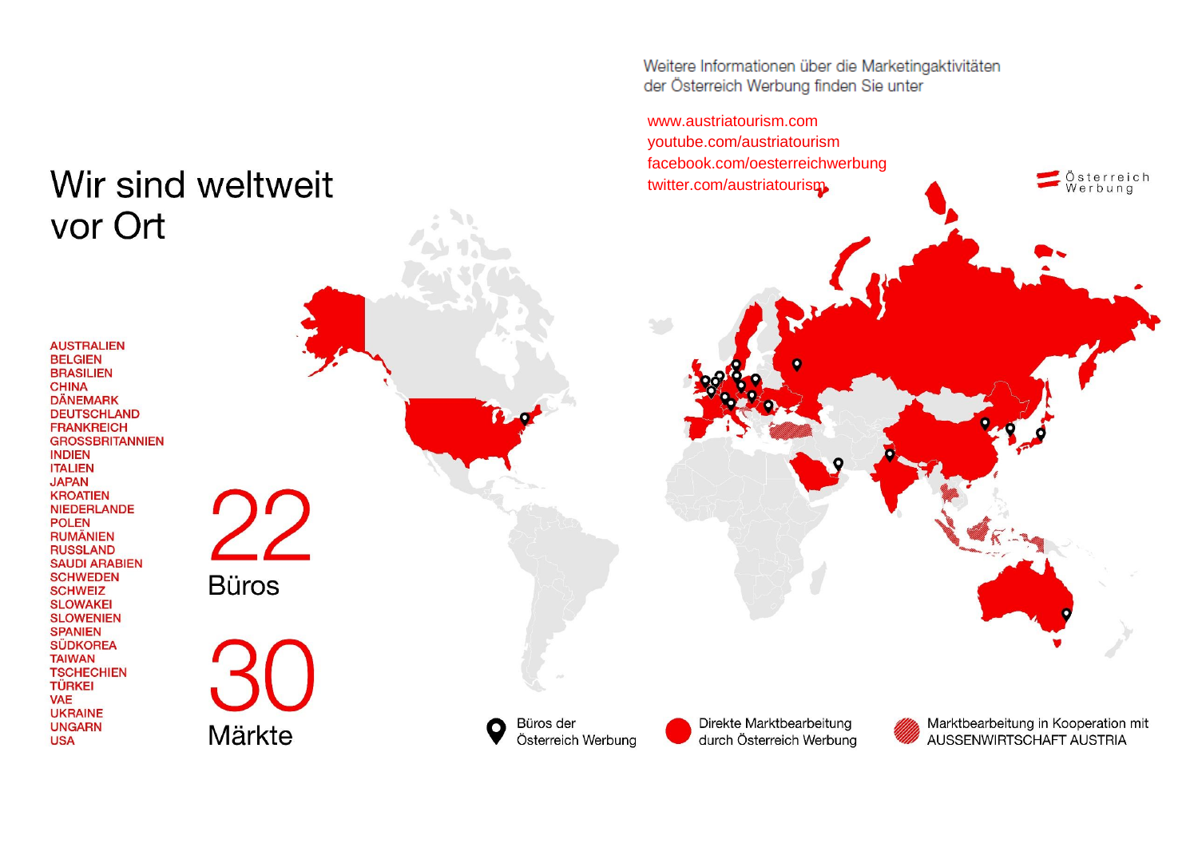Weitere Informationen über die Marketingaktivitäten der Österreich Werbung finden Sie unter

www.austriatourism.com
youtube.com/austriatourism
facebook.com/oesterreichwerbung
twitter.com/austriatourism

Österreich Werbung

# Wir sind weltweit vor Ort

AUSTRALIEN
BELGIEN
BRASILIEN
CHINA
DÄNEMARK
DEUTSCHLAND
FRANKREICH
GROSSBRITANNIEN
INDIEN
ITALIEN
JAPAN
KROATIEN
NIEDERLANDE
POLEN
RUMÄNIEN
RUSSLAND
SAUDI ARABIEN
SCHWEDEN
SCHWEIZ
SLOWAKEI
SLOWENIEN
SPANIEN
SÜDKOREA
TAIWAN
TSCHECHIEN
TÜRKEI
VAE
UKRAINE
UNGARN
USA

**22** Büros

**30** Märkte

Büros der Österreich Werbung

Direkte Marktbearbeitung durch Österreich Werbung

Marktbearbeitung in Kooperation mit AUSSENWIRTSCHAFT AUSTRIA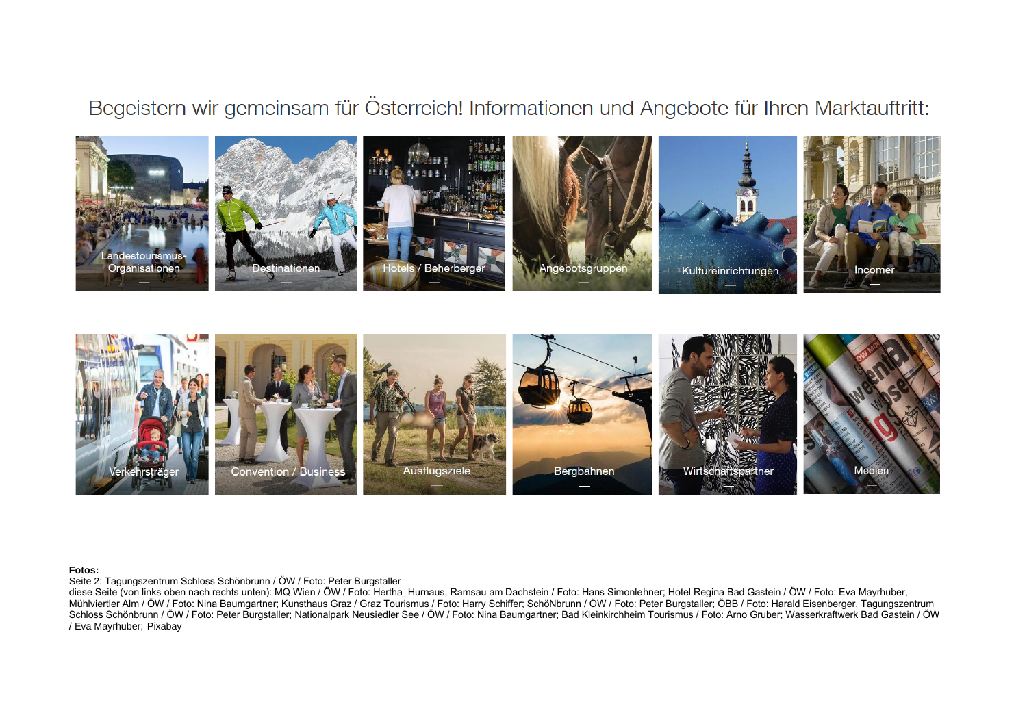Begeistern wir gemeinsam für Österreich! Informationen und Angebote für Ihren Marktauftritt:

Landestourismus-Organisationen

Destinationen

Hotels / Beherberger

Angebotsgruppen

Kultureinrichtungen

Incomer

Verkehrsträger

Convention / Business

Ausflugsziele

Bergbahnen

Wirtschaftspartner

Medien

**Fotos:**
Seite 2: Tagungszentrum Schloss Schönbrunn / ÖW / Foto: Peter Burgstaller
diese Seite (von links oben nach rechts unten): MQ Wien / ÖW / Foto: Hertha_Hurnaus, Ramsau am Dachstein / Foto: Hans Simonlehner; Hotel Regina Bad Gastein / ÖW / Foto: Eva Mayrhuber, Mühlviertler Alm / ÖW / Foto: Nina Baumgartner; Kunsthaus Graz / Graz Tourismus / Foto: Harry Schiffer; SchöNbrunn / ÖW / Foto: Peter Burgstaller; ÖBB / Foto: Harald Eisenberger, Tagungszentrum Schloss Schönbrunn / ÖW / Foto: Peter Burgstaller; Nationalpark Neusiedler See / ÖW / Foto: Nina Baumgartner; Bad Kleinkirchheim Tourismus / Foto: Arno Gruber; Wasserkraftwerk Bad Gastein / ÖW / Eva Mayrhuber; Pixabay